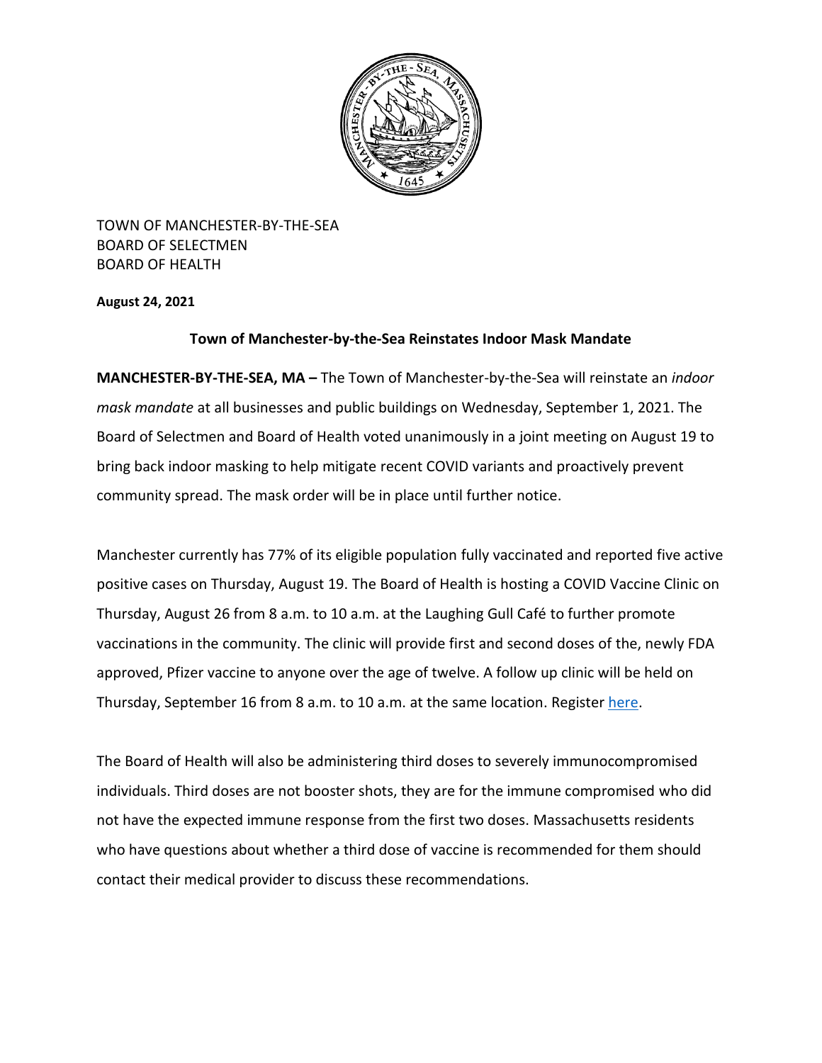TOWN OF MANCHESTER-BY-THE-SEA
BOARD OF SELECTMEN
BOARD OF HEALTH

**August 24, 2021**

## Town of Manchester-by-the-Sea Reinstates Indoor Mask Mandate

**MANCHESTER-BY-THE-SEA, MA –** The Town of Manchester-by-the-Sea will reinstate an *indoor mask mandate* at all businesses and public buildings on Wednesday, September 1, 2021. The Board of Selectmen and Board of Health voted unanimously in a joint meeting on August 19 to bring back indoor masking to help mitigate recent COVID variants and proactively prevent community spread. The mask order will be in place until further notice.

Manchester currently has 77% of its eligible population fully vaccinated and reported five active positive cases on Thursday, August 19. The Board of Health is hosting a COVID Vaccine Clinic on Thursday, August 26 from 8 a.m. to 10 a.m. at the Laughing Gull Café to further promote vaccinations in the community. The clinic will provide first and second doses of the, newly FDA approved, Pfizer vaccine to anyone over the age of twelve. A follow up clinic will be held on Thursday, September 16 from 8 a.m. to 10 a.m. at the same location. Register here.

The Board of Health will also be administering third doses to severely immunocompromised individuals. Third doses are not booster shots, they are for the immune compromised who did not have the expected immune response from the first two doses. Massachusetts residents who have questions about whether a third dose of vaccine is recommended for them should contact their medical provider to discuss these recommendations.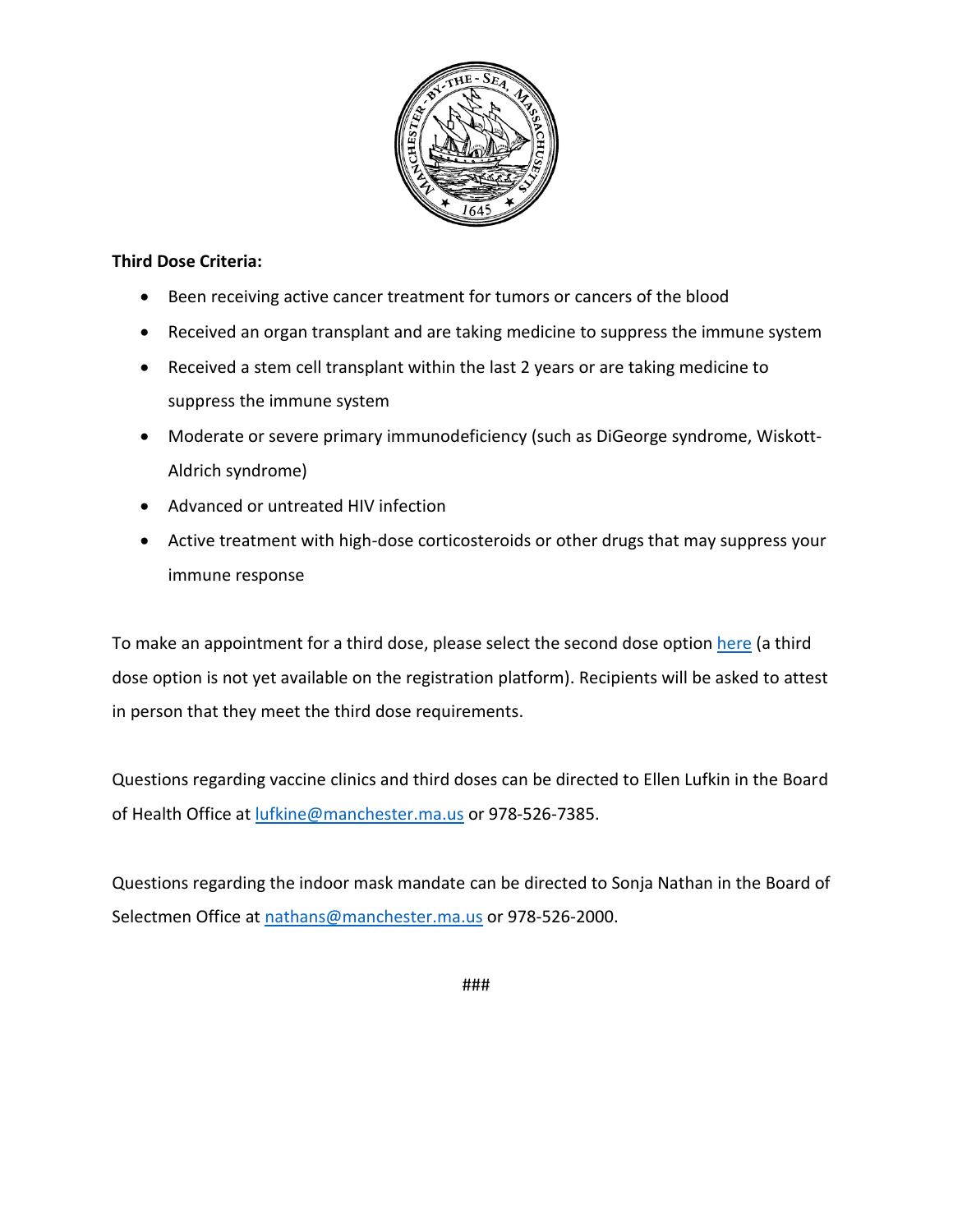**Third Dose Criteria:**

- Been receiving active cancer treatment for tumors or cancers of the blood
- Received an organ transplant and are taking medicine to suppress the immune system
- Received a stem cell transplant within the last 2 years or are taking medicine to suppress the immune system
- Moderate or severe primary immunodeficiency (such as DiGeorge syndrome, Wiskott-Aldrich syndrome)
- Advanced or untreated HIV infection
- Active treatment with high-dose corticosteroids or other drugs that may suppress your immune response

To make an appointment for a third dose, please select the second dose option here (a third dose option is not yet available on the registration platform). Recipients will be asked to attest in person that they meet the third dose requirements.

Questions regarding vaccine clinics and third doses can be directed to Ellen Lufkin in the Board of Health Office at lufkine@manchester.ma.us or 978-526-7385.

Questions regarding the indoor mask mandate can be directed to Sonja Nathan in the Board of Selectmen Office at nathans@manchester.ma.us or 978-526-2000.

###